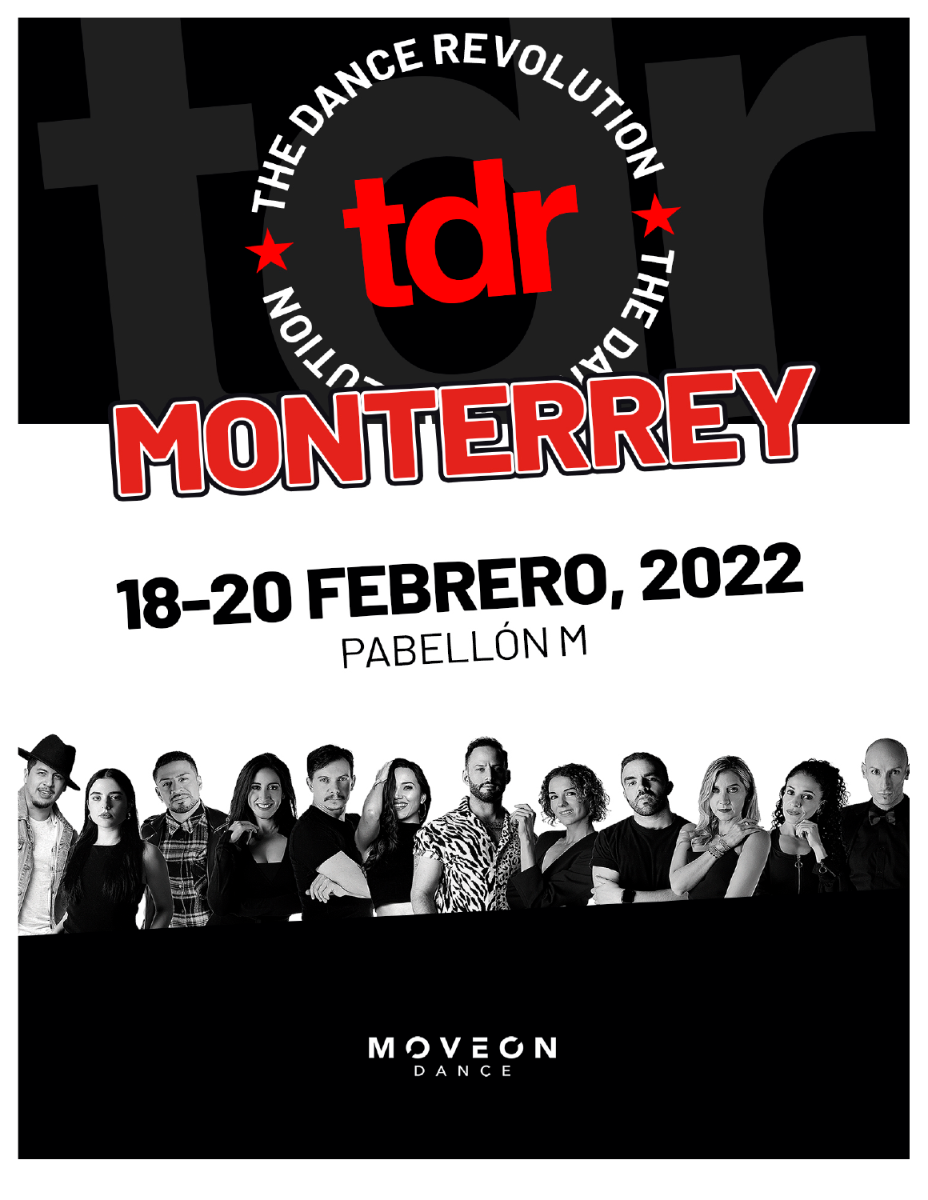# THE DANCE REVOLUTION

# tdr

# MONTERREY

## 18-20 FEBRERO, 2022

PABELLÓN M

MOVEON DANCE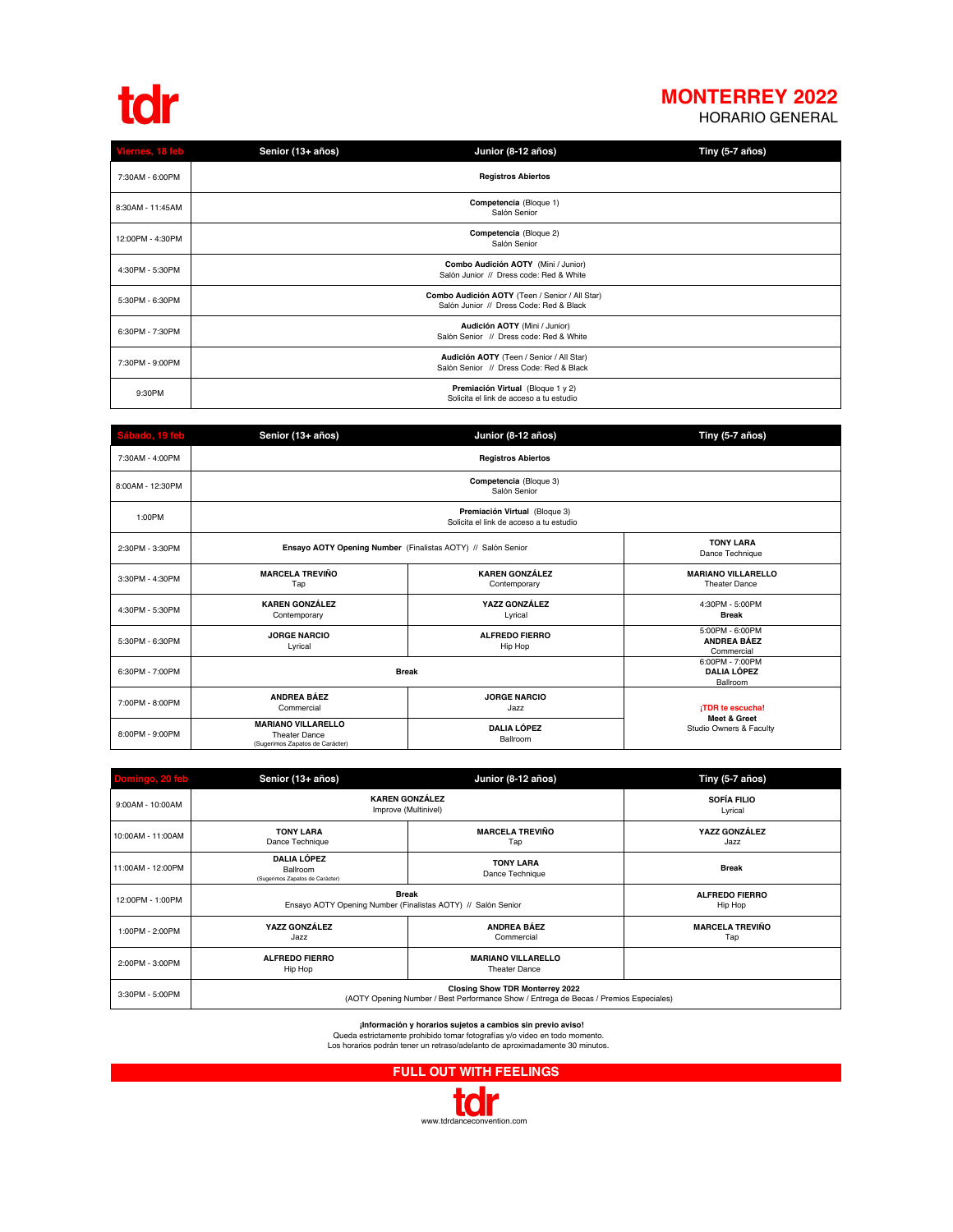tdr

# MONTERREY 2022

## HORARIO GENERAL

| Viernes, 18 feb | Senior (13+ años) | Junior (8-12 años) | Tiny (5-7 años) |
|---|---|---|---|
| 7:30AM - 6:00PM | **Registros Abiertos** | | |
| 8:30AM - 11:45AM | **Competencia** (Bloque 1) Salón Senior | | |
| 12:00PM - 4:30PM | **Competencia** (Bloque 2) Salón Senior | | |
| 4:30PM - 5:30PM | **Combo Audición AOTY** (Mini / Junior) Salón Junior // Dress code: Red & White | | |
| 5:30PM - 6:30PM | **Combo Audición AOTY** (Teen / Senior / All Star) Salón Junior // Dress Code: Red & Black | | |
| 6:30PM - 7:30PM | **Audición AOTY** (Mini / Junior) Salón Senior // Dress code: Red & White | | |
| 7:30PM - 9:00PM | **Audición AOTY** (Teen / Senior / All Star) Salón Senior // Dress Code: Red & Black | | |
| 9:30PM | **Premiación Virtual** (Bloque 1 y 2) Solicita el link de acceso a tu estudio | | |

| Sábado, 19 feb | Senior (13+ años) | Junior (8-12 años) | Tiny (5-7 años) |
|---|---|---|---|
| 7:30AM - 4:00PM | **Registros Abiertos** | | |
| 8:00AM - 12:30PM | **Competencia** (Bloque 3) Salón Senior | | |
| 1:00PM | **Premiación Virtual** (Bloque 3) Solicita el link de acceso a tu estudio | | |
| 2:30PM - 3:30PM | **Ensayo AOTY Opening Number** (Finalistas AOTY) // Salón Senior | | **TONY LARA** Dance Technique |
| 3:30PM - 4:30PM | **MARCELA TREVIÑO** Tap | **KAREN GONZÁLEZ** Contemporary | **MARIANO VILLARELLO** Theater Dance |
| 4:30PM - 5:30PM | **KAREN GONZÁLEZ** Contemporary | **YAZZ GONZÁLEZ** Lyrical | 4:30PM - 5:00PM **Break** |
| 5:30PM - 6:30PM | **JORGE NARCIO** Lyrical | **ALFREDO FIERRO** Hip Hop | 5:00PM - 6:00PM **ANDREA BÁEZ** Commercial |
| 6:30PM - 7:00PM | **Break** | | 6:00PM - 7:00PM **DALIA LÓPEZ** Ballroom |
| 7:00PM - 8:00PM | **ANDREA BÁEZ** Commercial | **JORGE NARCIO** Jazz | **¡TDR te escucha!** **Meet & Greet** Studio Owners & Faculty |
| 8:00PM - 9:00PM | **MARIANO VILLARELLO** Theater Dance (Sugerimos Zapatos de Carácter) | **DALIA LÓPEZ** Ballroom | |

| Domingo, 20 feb | Senior (13+ años) | Junior (8-12 años) | Tiny (5-7 años) |
|---|---|---|---|
| 9:00AM - 10:00AM | **KAREN GONZÁLEZ** Improve (Multinivel) | | **SOFÍA FILIO** Lyrical |
| 10:00AM - 11:00AM | **TONY LARA** Dance Technique | **MARCELA TREVIÑO** Tap | **YAZZ GONZÁLEZ** Jazz |
| 11:00AM - 12:00PM | **DALIA LÓPEZ** Ballroom (Sugerimos Zapatos de Carácter) | **TONY LARA** Dance Technique | **Break** |
| 12:00PM - 1:00PM | **Break** Ensayo AOTY Opening Number (Finalistas AOTY) // Salón Senior | | **ALFREDO FIERRO** Hip Hop |
| 1:00PM - 2:00PM | **YAZZ GONZÁLEZ** Jazz | **ANDREA BÁEZ** Commercial | **MARCELA TREVIÑO** Tap |
| 2:00PM - 3:00PM | **ALFREDO FIERRO** Hip Hop | **MARIANO VILLARELLO** Theater Dance | |
| 3:30PM - 5:00PM | **Closing Show TDR Monterrey 2022** (AOTY Opening Number / Best Performance Show / Entrega de Becas / Premios Especiales) | | |

**¡Información y horarios sujetos a cambios sin previo aviso!**
Queda estrictamente prohibido tomar fotografías y/o video en todo momento.
Los horarios podrán tener un retraso/adelanto de aproximadamente 30 minutos.

**FULL OUT WITH FEELINGS**

tdr
www.tdrdanceconvention.com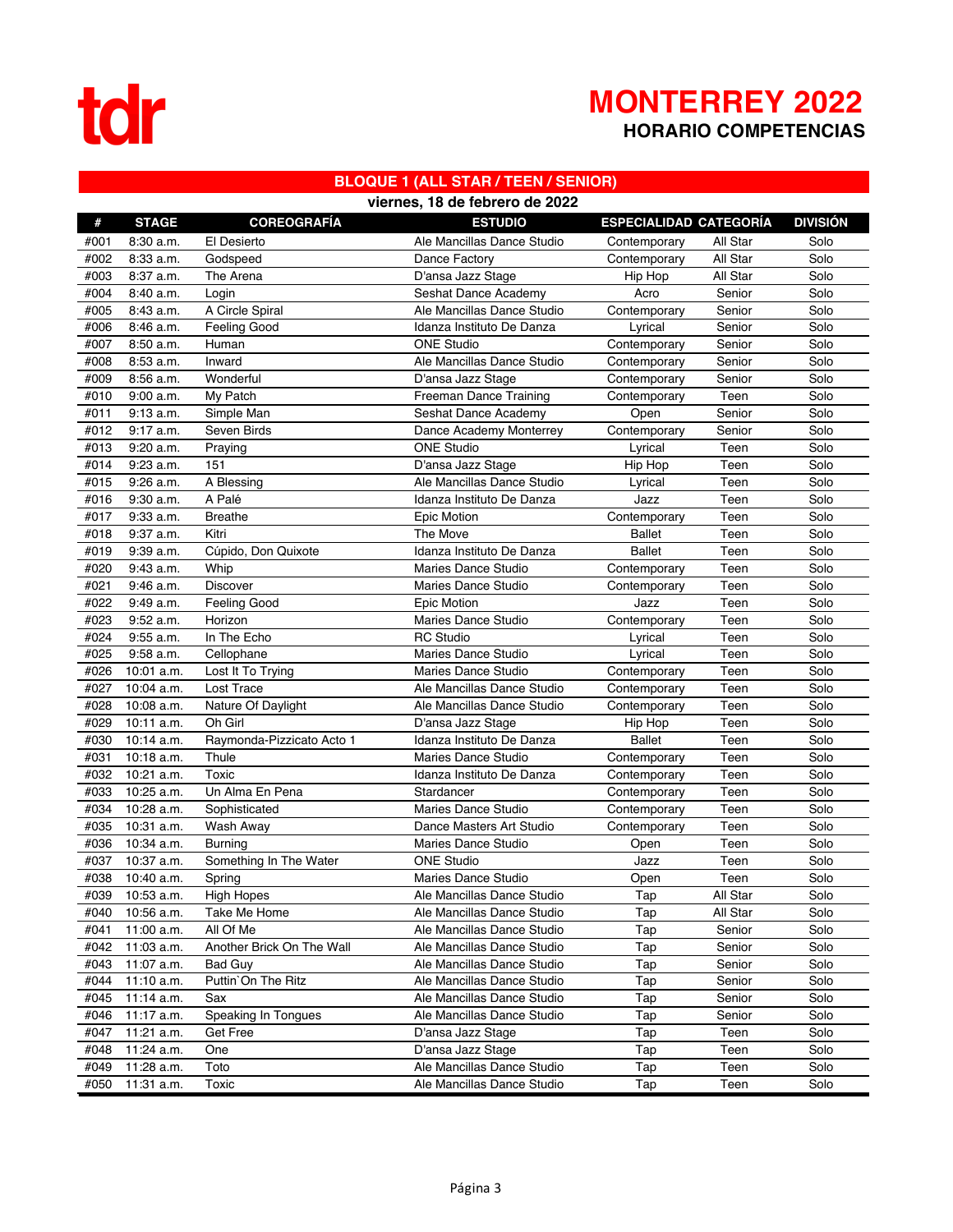tdr

# MONTERREY 2022

## HORARIO COMPETENCIAS

### BLOQUE 1 (ALL STAR / TEEN / SENIOR)

**viernes, 18 de febrero de 2022**

| # | STAGE | COREOGRAFÍA | ESTUDIO | ESPECIALIDAD | CATEGORÍA | DIVISIÓN |
|---|---|---|---|---|---|---|
| #001 | 8:30 a.m. | El Desierto | Ale Mancillas Dance Studio | Contemporary | All Star | Solo |
| #002 | 8:33 a.m. | Godspeed | Dance Factory | Contemporary | All Star | Solo |
| #003 | 8:37 a.m. | The Arena | D'ansa Jazz Stage | Hip Hop | All Star | Solo |
| #004 | 8:40 a.m. | Login | Seshat Dance Academy | Acro | Senior | Solo |
| #005 | 8:43 a.m. | A Circle Spiral | Ale Mancillas Dance Studio | Contemporary | Senior | Solo |
| #006 | 8:46 a.m. | Feeling Good | Idanza Instituto De Danza | Lyrical | Senior | Solo |
| #007 | 8:50 a.m. | Human | ONE Studio | Contemporary | Senior | Solo |
| #008 | 8:53 a.m. | Inward | Ale Mancillas Dance Studio | Contemporary | Senior | Solo |
| #009 | 8:56 a.m. | Wonderful | D'ansa Jazz Stage | Contemporary | Senior | Solo |
| #010 | 9:00 a.m. | My Patch | Freeman Dance Training | Contemporary | Teen | Solo |
| #011 | 9:13 a.m. | Simple Man | Seshat Dance Academy | Open | Senior | Solo |
| #012 | 9:17 a.m. | Seven Birds | Dance Academy Monterrey | Contemporary | Senior | Solo |
| #013 | 9:20 a.m. | Praying | ONE Studio | Lyrical | Teen | Solo |
| #014 | 9:23 a.m. | 151 | D'ansa Jazz Stage | Hip Hop | Teen | Solo |
| #015 | 9:26 a.m. | A Blessing | Ale Mancillas Dance Studio | Lyrical | Teen | Solo |
| #016 | 9:30 a.m. | A Palé | Idanza Instituto De Danza | Jazz | Teen | Solo |
| #017 | 9:33 a.m. | Breathe | Epic Motion | Contemporary | Teen | Solo |
| #018 | 9:37 a.m. | Kitri | The Move | Ballet | Teen | Solo |
| #019 | 9:39 a.m. | Cúpido, Don Quixote | Idanza Instituto De Danza | Ballet | Teen | Solo |
| #020 | 9:43 a.m. | Whip | Maries Dance Studio | Contemporary | Teen | Solo |
| #021 | 9:46 a.m. | Discover | Maries Dance Studio | Contemporary | Teen | Solo |
| #022 | 9:49 a.m. | Feeling Good | Epic Motion | Jazz | Teen | Solo |
| #023 | 9:52 a.m. | Horizon | Maries Dance Studio | Contemporary | Teen | Solo |
| #024 | 9:55 a.m. | In The Echo | RC Studio | Lyrical | Teen | Solo |
| #025 | 9:58 a.m. | Cellophane | Maries Dance Studio | Lyrical | Teen | Solo |
| #026 | 10:01 a.m. | Lost It To Trying | Maries Dance Studio | Contemporary | Teen | Solo |
| #027 | 10:04 a.m. | Lost Trace | Ale Mancillas Dance Studio | Contemporary | Teen | Solo |
| #028 | 10:08 a.m. | Nature Of Daylight | Ale Mancillas Dance Studio | Contemporary | Teen | Solo |
| #029 | 10:11 a.m. | Oh Girl | D'ansa Jazz Stage | Hip Hop | Teen | Solo |
| #030 | 10:14 a.m. | Raymonda-Pizzicato Acto 1 | Idanza Instituto De Danza | Ballet | Teen | Solo |
| #031 | 10:18 a.m. | Thule | Maries Dance Studio | Contemporary | Teen | Solo |
| #032 | 10:21 a.m. | Toxic | Idanza Instituto De Danza | Contemporary | Teen | Solo |
| #033 | 10:25 a.m. | Un Alma En Pena | Stardancer | Contemporary | Teen | Solo |
| #034 | 10:28 a.m. | Sophisticated | Maries Dance Studio | Contemporary | Teen | Solo |
| #035 | 10:31 a.m. | Wash Away | Dance Masters Art Studio | Contemporary | Teen | Solo |
| #036 | 10:34 a.m. | Burning | Maries Dance Studio | Open | Teen | Solo |
| #037 | 10:37 a.m. | Something In The Water | ONE Studio | Jazz | Teen | Solo |
| #038 | 10:40 a.m. | Spring | Maries Dance Studio | Open | Teen | Solo |
| #039 | 10:53 a.m. | High Hopes | Ale Mancillas Dance Studio | Tap | All Star | Solo |
| #040 | 10:56 a.m. | Take Me Home | Ale Mancillas Dance Studio | Tap | All Star | Solo |
| #041 | 11:00 a.m. | All Of Me | Ale Mancillas Dance Studio | Tap | Senior | Solo |
| #042 | 11:03 a.m. | Another Brick On The Wall | Ale Mancillas Dance Studio | Tap | Senior | Solo |
| #043 | 11:07 a.m. | Bad Guy | Ale Mancillas Dance Studio | Tap | Senior | Solo |
| #044 | 11:10 a.m. | Puttin`On The Ritz | Ale Mancillas Dance Studio | Tap | Senior | Solo |
| #045 | 11:14 a.m. | Sax | Ale Mancillas Dance Studio | Tap | Senior | Solo |
| #046 | 11:17 a.m. | Speaking In Tongues | Ale Mancillas Dance Studio | Tap | Senior | Solo |
| #047 | 11:21 a.m. | Get Free | D'ansa Jazz Stage | Tap | Teen | Solo |
| #048 | 11:24 a.m. | One | D'ansa Jazz Stage | Tap | Teen | Solo |
| #049 | 11:28 a.m. | Toto | Ale Mancillas Dance Studio | Tap | Teen | Solo |
| #050 | 11:31 a.m. | Toxic | Ale Mancillas Dance Studio | Tap | Teen | Solo |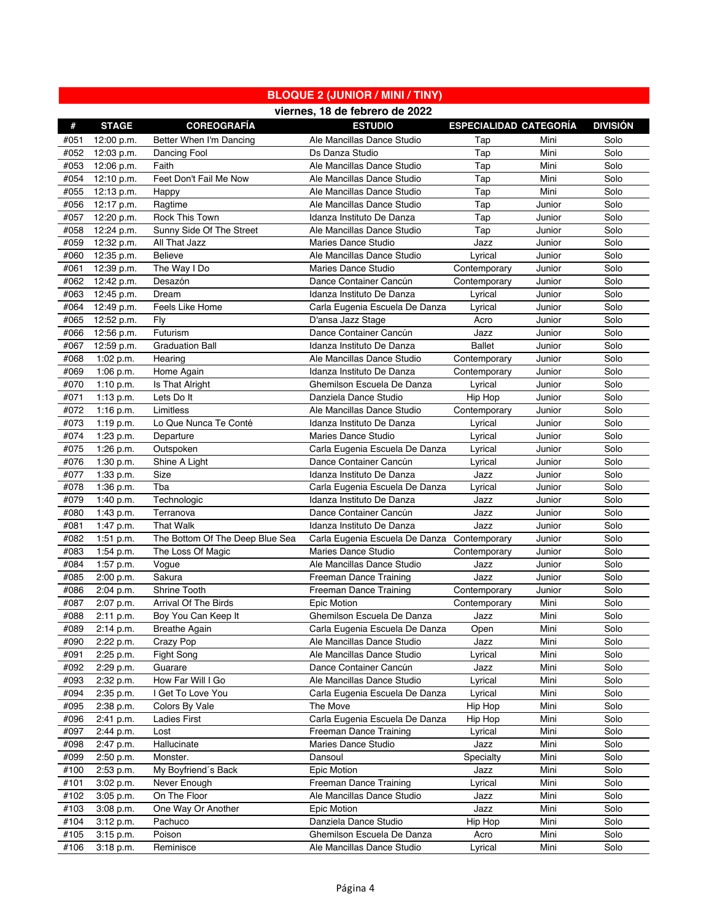## BLOQUE 2 (JUNIOR / MINI / TINY)

**viernes, 18 de febrero de 2022**

| # | STAGE | COREOGRAFÍA | ESTUDIO | ESPECIALIDAD | CATEGORÍA | DIVISIÓN |
|---|---|---|---|---|---|---|
| #051 | 12:00 p.m. | Better When I'm Dancing | Ale Mancillas Dance Studio | Tap | Mini | Solo |
| #052 | 12:03 p.m. | Dancing Fool | Ds Danza Studio | Tap | Mini | Solo |
| #053 | 12:06 p.m. | Faith | Ale Mancillas Dance Studio | Tap | Mini | Solo |
| #054 | 12:10 p.m. | Feet Don't Fail Me Now | Ale Mancillas Dance Studio | Tap | Mini | Solo |
| #055 | 12:13 p.m. | Happy | Ale Mancillas Dance Studio | Tap | Mini | Solo |
| #056 | 12:17 p.m. | Ragtime | Ale Mancillas Dance Studio | Tap | Junior | Solo |
| #057 | 12:20 p.m. | Rock This Town | Idanza Instituto De Danza | Tap | Junior | Solo |
| #058 | 12:24 p.m. | Sunny Side Of The Street | Ale Mancillas Dance Studio | Tap | Junior | Solo |
| #059 | 12:32 p.m. | All That Jazz | Maries Dance Studio | Jazz | Junior | Solo |
| #060 | 12:35 p.m. | Believe | Ale Mancillas Dance Studio | Lyrical | Junior | Solo |
| #061 | 12:39 p.m. | The Way I Do | Maries Dance Studio | Contemporary | Junior | Solo |
| #062 | 12:42 p.m. | Desazón | Dance Container Cancún | Contemporary | Junior | Solo |
| #063 | 12:45 p.m. | Dream | Idanza Instituto De Danza | Lyrical | Junior | Solo |
| #064 | 12:49 p.m. | Feels Like Home | Carla Eugenia Escuela De Danza | Lyrical | Junior | Solo |
| #065 | 12:52 p.m. | Fly | D'ansa Jazz Stage | Acro | Junior | Solo |
| #066 | 12:56 p.m. | Futurism | Dance Container Cancún | Jazz | Junior | Solo |
| #067 | 12:59 p.m. | Graduation Ball | Idanza Instituto De Danza | Ballet | Junior | Solo |
| #068 | 1:02 p.m. | Hearing | Ale Mancillas Dance Studio | Contemporary | Junior | Solo |
| #069 | 1:06 p.m. | Home Again | Idanza Instituto De Danza | Contemporary | Junior | Solo |
| #070 | 1:10 p.m. | Is That Alright | Ghemilson Escuela De Danza | Lyrical | Junior | Solo |
| #071 | 1:13 p.m. | Lets Do It | Danziela Dance Studio | Hip Hop | Junior | Solo |
| #072 | 1:16 p.m. | Limitless | Ale Mancillas Dance Studio | Contemporary | Junior | Solo |
| #073 | 1:19 p.m. | Lo Que Nunca Te Conté | Idanza Instituto De Danza | Lyrical | Junior | Solo |
| #074 | 1:23 p.m. | Departure | Maries Dance Studio | Lyrical | Junior | Solo |
| #075 | 1:26 p.m. | Outspoken | Carla Eugenia Escuela De Danza | Lyrical | Junior | Solo |
| #076 | 1:30 p.m. | Shine A Light | Dance Container Cancún | Lyrical | Junior | Solo |
| #077 | 1:33 p.m. | Size | Idanza Instituto De Danza | Jazz | Junior | Solo |
| #078 | 1:36 p.m. | Tba | Carla Eugenia Escuela De Danza | Lyrical | Junior | Solo |
| #079 | 1:40 p.m. | Technologic | Idanza Instituto De Danza | Jazz | Junior | Solo |
| #080 | 1:43 p.m. | Terranova | Dance Container Cancún | Jazz | Junior | Solo |
| #081 | 1:47 p.m. | That Walk | Idanza Instituto De Danza | Jazz | Junior | Solo |
| #082 | 1:51 p.m. | The Bottom Of The Deep Blue Sea | Carla Eugenia Escuela De Danza | Contemporary | Junior | Solo |
| #083 | 1:54 p.m. | The Loss Of Magic | Maries Dance Studio | Contemporary | Junior | Solo |
| #084 | 1:57 p.m. | Vogue | Ale Mancillas Dance Studio | Jazz | Junior | Solo |
| #085 | 2:00 p.m. | Sakura | Freeman Dance Training | Jazz | Junior | Solo |
| #086 | 2:04 p.m. | Shrine Tooth | Freeman Dance Training | Contemporary | Junior | Solo |
| #087 | 2:07 p.m. | Arrival Of The Birds | Epic Motion | Contemporary | Mini | Solo |
| #088 | 2:11 p.m. | Boy You Can Keep It | Ghemilson Escuela De Danza | Jazz | Mini | Solo |
| #089 | 2:14 p.m. | Breathe Again | Carla Eugenia Escuela De Danza | Open | Mini | Solo |
| #090 | 2:22 p.m. | Crazy Pop | Ale Mancillas Dance Studio | Jazz | Mini | Solo |
| #091 | 2:25 p.m. | Fight Song | Ale Mancillas Dance Studio | Lyrical | Mini | Solo |
| #092 | 2:29 p.m. | Guarare | Dance Container Cancún | Jazz | Mini | Solo |
| #093 | 2:32 p.m. | How Far Will I Go | Ale Mancillas Dance Studio | Lyrical | Mini | Solo |
| #094 | 2:35 p.m. | I Get To Love You | Carla Eugenia Escuela De Danza | Lyrical | Mini | Solo |
| #095 | 2:38 p.m. | Colors By Vale | The Move | Hip Hop | Mini | Solo |
| #096 | 2:41 p.m. | Ladies First | Carla Eugenia Escuela De Danza | Hip Hop | Mini | Solo |
| #097 | 2:44 p.m. | Lost | Freeman Dance Training | Lyrical | Mini | Solo |
| #098 | 2:47 p.m. | Hallucinate | Maries Dance Studio | Jazz | Mini | Solo |
| #099 | 2:50 p.m. | Monster. | Dansoul | Specialty | Mini | Solo |
| #100 | 2:53 p.m. | My Boyfriend´s Back | Epic Motion | Jazz | Mini | Solo |
| #101 | 3:02 p.m. | Never Enough | Freeman Dance Training | Lyrical | Mini | Solo |
| #102 | 3:05 p.m. | On The Floor | Ale Mancillas Dance Studio | Jazz | Mini | Solo |
| #103 | 3:08 p.m. | One Way Or Another | Epic Motion | Jazz | Mini | Solo |
| #104 | 3:12 p.m. | Pachuco | Danziela Dance Studio | Hip Hop | Mini | Solo |
| #105 | 3:15 p.m. | Poison | Ghemilson Escuela De Danza | Acro | Mini | Solo |
| #106 | 3:18 p.m. | Reminisce | Ale Mancillas Dance Studio | Lyrical | Mini | Solo |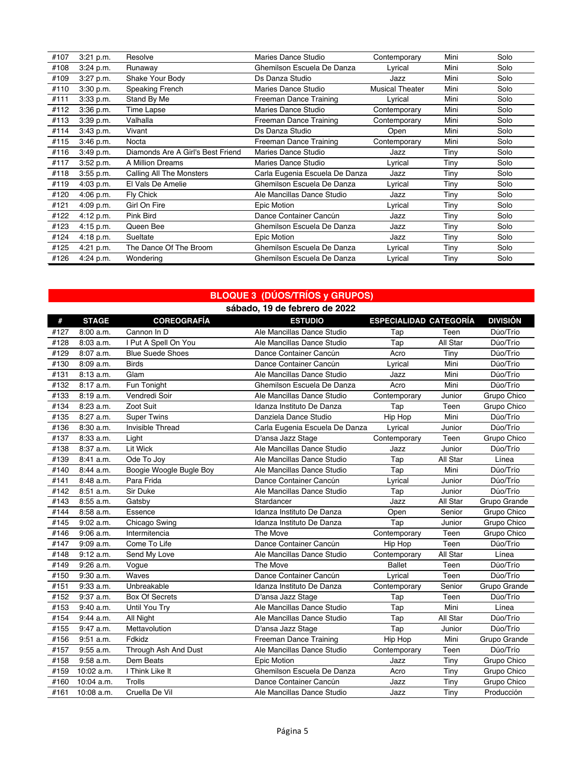| | | | | | | |
|---|---|---|---|---|---|---|
| #107 | 3:21 p.m. | Resolve | Maries Dance Studio | Contemporary | Mini | Solo |
| #108 | 3:24 p.m. | Runaway | Ghemilson Escuela De Danza | Lyrical | Mini | Solo |
| #109 | 3:27 p.m. | Shake Your Body | Ds Danza Studio | Jazz | Mini | Solo |
| #110 | 3:30 p.m. | Speaking French | Maries Dance Studio | Musical Theater | Mini | Solo |
| #111 | 3:33 p.m. | Stand By Me | Freeman Dance Training | Lyrical | Mini | Solo |
| #112 | 3:36 p.m. | Time Lapse | Maries Dance Studio | Contemporary | Mini | Solo |
| #113 | 3:39 p.m. | Valhalla | Freeman Dance Training | Contemporary | Mini | Solo |
| #114 | 3:43 p.m. | Vivant | Ds Danza Studio | Open | Mini | Solo |
| #115 | 3:46 p.m. | Nocta | Freeman Dance Training | Contemporary | Mini | Solo |
| #116 | 3:49 p.m. | Diamonds Are A Girl's Best Friend | Maries Dance Studio | Jazz | Tiny | Solo |
| #117 | 3:52 p.m. | A Million Dreams | Maries Dance Studio | Lyrical | Tiny | Solo |
| #118 | 3:55 p.m. | Calling All The Monsters | Carla Eugenia Escuela De Danza | Jazz | Tiny | Solo |
| #119 | 4:03 p.m. | El Vals De Amelie | Ghemilson Escuela De Danza | Lyrical | Tiny | Solo |
| #120 | 4:06 p.m. | Fly Chick | Ale Mancillas Dance Studio | Jazz | Tiny | Solo |
| #121 | 4:09 p.m. | Girl On Fire | Epic Motion | Lyrical | Tiny | Solo |
| #122 | 4:12 p.m. | Pink Bird | Dance Container Cancún | Jazz | Tiny | Solo |
| #123 | 4:15 p.m. | Queen Bee | Ghemilson Escuela De Danza | Jazz | Tiny | Solo |
| #124 | 4:18 p.m. | Sueltate | Epic Motion | Jazz | Tiny | Solo |
| #125 | 4:21 p.m. | The Dance Of The Broom | Ghemilson Escuela De Danza | Lyrical | Tiny | Solo |
| #126 | 4:24 p.m. | Wondering | Ghemilson Escuela De Danza | Lyrical | Tiny | Solo |

## BLOQUE 3 (DÚOS/TRÍOS y GRUPOS)

**sábado, 19 de febrero de 2022**

| # | STAGE | COREOGRAFÍA | ESTUDIO | ESPECIALIDAD | CATEGORÍA | DIVISIÓN |
|---|---|---|---|---|---|---|
| #127 | 8:00 a.m. | Cannon In D | Ale Mancillas Dance Studio | Tap | Teen | Dúo/Trío |
| #128 | 8:03 a.m. | I Put A Spell On You | Ale Mancillas Dance Studio | Tap | All Star | Dúo/Trío |
| #129 | 8:07 a.m. | Blue Suede Shoes | Dance Container Cancún | Acro | Tiny | Dúo/Trío |
| #130 | 8:09 a.m. | Birds | Dance Container Cancún | Lyrical | Mini | Dúo/Trío |
| #131 | 8:13 a.m. | Glam | Ale Mancillas Dance Studio | Jazz | Mini | Dúo/Trío |
| #132 | 8:17 a.m. | Fun Tonight | Ghemilson Escuela De Danza | Acro | Mini | Dúo/Trío |
| #133 | 8:19 a.m. | Vendredi Soir | Ale Mancillas Dance Studio | Contemporary | Junior | Grupo Chico |
| #134 | 8:23 a.m. | Zoot Suit | Idanza Instituto De Danza | Tap | Teen | Grupo Chico |
| #135 | 8:27 a.m. | Super Twins | Danziela Dance Studio | Hip Hop | Mini | Dúo/Trío |
| #136 | 8:30 a.m. | Invisible Thread | Carla Eugenia Escuela De Danza | Lyrical | Junior | Dúo/Trío |
| #137 | 8:33 a.m. | Light | D'ansa Jazz Stage | Contemporary | Teen | Grupo Chico |
| #138 | 8:37 a.m. | Lit Wick | Ale Mancillas Dance Studio | Jazz | Junior | Dúo/Trío |
| #139 | 8:41 a.m. | Ode To Joy | Ale Mancillas Dance Studio | Tap | All Star | Línea |
| #140 | 8:44 a.m. | Boogie Woogle Bugle Boy | Ale Mancillas Dance Studio | Tap | Mini | Dúo/Trío |
| #141 | 8:48 a.m. | Para Frida | Dance Container Cancún | Lyrical | Junior | Dúo/Trío |
| #142 | 8:51 a.m. | Sir Duke | Ale Mancillas Dance Studio | Tap | Junior | Dúo/Trío |
| #143 | 8:55 a.m. | Gatsby | Stardancer | Jazz | All Star | Grupo Grande |
| #144 | 8:58 a.m. | Essence | Idanza Instituto De Danza | Open | Senior | Grupo Chico |
| #145 | 9:02 a.m. | Chicago Swing | Idanza Instituto De Danza | Tap | Junior | Grupo Chico |
| #146 | 9:06 a.m. | Intermitencia | The Move | Contemporary | Teen | Grupo Chico |
| #147 | 9:09 a.m. | Come To Life | Dance Container Cancún | Hip Hop | Teen | Dúo/Trío |
| #148 | 9:12 a.m. | Send My Love | Ale Mancillas Dance Studio | Contemporary | All Star | Línea |
| #149 | 9:26 a.m. | Vogue | The Move | Ballet | Teen | Dúo/Trío |
| #150 | 9:30 a.m. | Waves | Dance Container Cancún | Lyrical | Teen | Dúo/Trío |
| #151 | 9:33 a.m. | Unbreakable | Idanza Instituto De Danza | Contemporary | Senior | Grupo Grande |
| #152 | 9:37 a.m. | Box Of Secrets | D'ansa Jazz Stage | Tap | Teen | Dúo/Trío |
| #153 | 9:40 a.m. | Until You Try | Ale Mancillas Dance Studio | Tap | Mini | Línea |
| #154 | 9:44 a.m. | All Night | Ale Mancillas Dance Studio | Tap | All Star | Dúo/Trío |
| #155 | 9:47 a.m. | Mettavolution | D'ansa Jazz Stage | Tap | Junior | Dúo/Trío |
| #156 | 9:51 a.m. | Fdkidz | Freeman Dance Training | Hip Hop | Mini | Grupo Grande |
| #157 | 9:55 a.m. | Through Ash And Dust | Ale Mancillas Dance Studio | Contemporary | Teen | Dúo/Trío |
| #158 | 9:58 a.m. | Dem Beats | Epic Motion | Jazz | Tiny | Grupo Chico |
| #159 | 10:02 a.m. | I Think Like It | Ghemilson Escuela De Danza | Acro | Tiny | Grupo Chico |
| #160 | 10:04 a.m. | Trolls | Dance Container Cancún | Jazz | Tiny | Grupo Chico |
| #161 | 10:08 a.m. | Cruella De Vil | Ale Mancillas Dance Studio | Jazz | Tiny | Producción |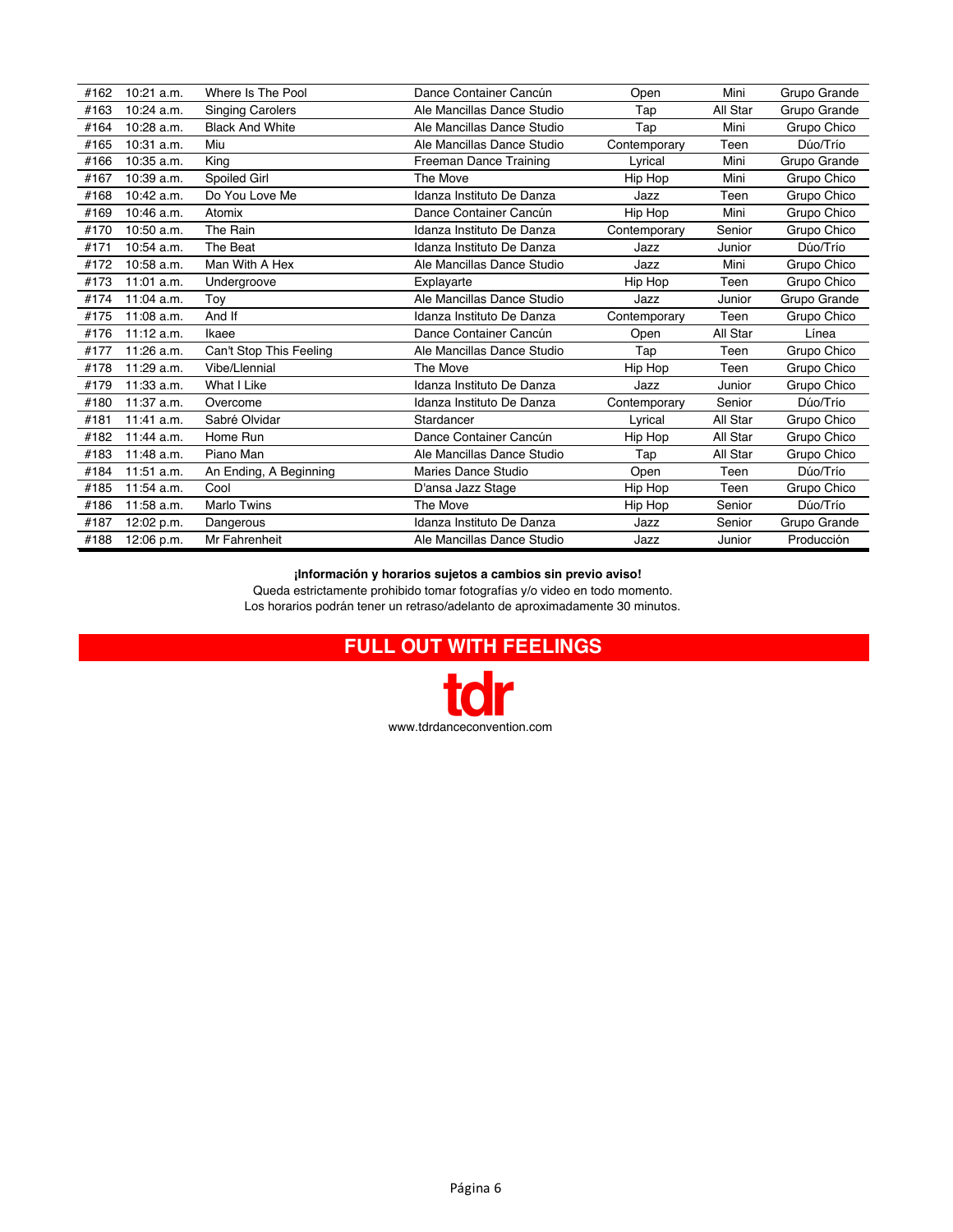| | | | | | | |
|---|---|---|---|---|---|---|
| #162 | 10:21 a.m. | Where Is The Pool | Dance Container Cancún | Open | Mini | Grupo Grande |
| #163 | 10:24 a.m. | Singing Carolers | Ale Mancillas Dance Studio | Tap | All Star | Grupo Grande |
| #164 | 10:28 a.m. | Black And White | Ale Mancillas Dance Studio | Tap | Mini | Grupo Chico |
| #165 | 10:31 a.m. | Miu | Ale Mancillas Dance Studio | Contemporary | Teen | Dúo/Trío |
| #166 | 10:35 a.m. | King | Freeman Dance Training | Lyrical | Mini | Grupo Grande |
| #167 | 10:39 a.m. | Spoiled Girl | The Move | Hip Hop | Mini | Grupo Chico |
| #168 | 10:42 a.m. | Do You Love Me | Idanza Instituto De Danza | Jazz | Teen | Grupo Chico |
| #169 | 10:46 a.m. | Atomix | Dance Container Cancún | Hip Hop | Mini | Grupo Chico |
| #170 | 10:50 a.m. | The Rain | Idanza Instituto De Danza | Contemporary | Senior | Grupo Chico |
| #171 | 10:54 a.m. | The Beat | Idanza Instituto De Danza | Jazz | Junior | Dúo/Trío |
| #172 | 10:58 a.m. | Man With A Hex | Ale Mancillas Dance Studio | Jazz | Mini | Grupo Chico |
| #173 | 11:01 a.m. | Undergroove | Explayarte | Hip Hop | Teen | Grupo Chico |
| #174 | 11:04 a.m. | Toy | Ale Mancillas Dance Studio | Jazz | Junior | Grupo Grande |
| #175 | 11:08 a.m. | And If | Idanza Instituto De Danza | Contemporary | Teen | Grupo Chico |
| #176 | 11:12 a.m. | Ikaee | Dance Container Cancún | Open | All Star | Línea |
| #177 | 11:26 a.m. | Can't Stop This Feeling | Ale Mancillas Dance Studio | Tap | Teen | Grupo Chico |
| #178 | 11:29 a.m. | Vibe/Llennial | The Move | Hip Hop | Teen | Grupo Chico |
| #179 | 11:33 a.m. | What I Like | Idanza Instituto De Danza | Jazz | Junior | Grupo Chico |
| #180 | 11:37 a.m. | Overcome | Idanza Instituto De Danza | Contemporary | Senior | Dúo/Trío |
| #181 | 11:41 a.m. | Sabré Olvidar | Stardancer | Lyrical | All Star | Grupo Chico |
| #182 | 11:44 a.m. | Home Run | Dance Container Cancún | Hip Hop | All Star | Grupo Chico |
| #183 | 11:48 a.m. | Piano Man | Ale Mancillas Dance Studio | Tap | All Star | Grupo Chico |
| #184 | 11:51 a.m. | An Ending, A Beginning | Maries Dance Studio | Open | Teen | Dúo/Trío |
| #185 | 11:54 a.m. | Cool | D'ansa Jazz Stage | Hip Hop | Teen | Grupo Chico |
| #186 | 11:58 a.m. | Marlo Twins | The Move | Hip Hop | Senior | Dúo/Trío |
| #187 | 12:02 p.m. | Dangerous | Idanza Instituto De Danza | Jazz | Senior | Grupo Grande |
| #188 | 12:06 p.m. | Mr Fahrenheit | Ale Mancillas Dance Studio | Jazz | Junior | Producción |

**¡Información y horarios sujetos a cambios sin previo aviso!**

Queda estrictamente prohibido tomar fotografías y/o video en todo momento.

Los horarios podrán tener un retraso/adelanto de aproximadamente 30 minutos.

**FULL OUT WITH FEELINGS**

tdr

www.tdrdanceconvention.com